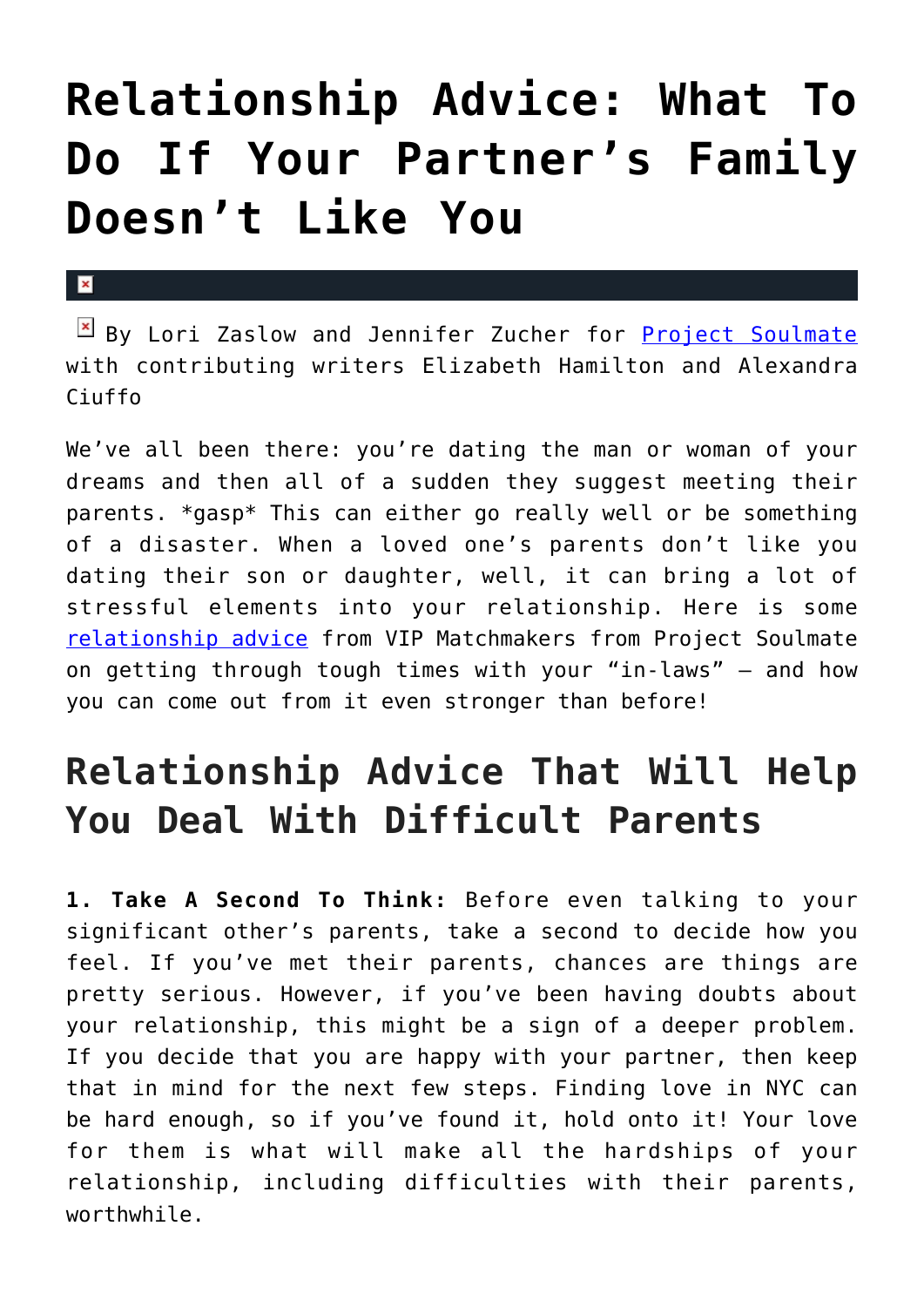# Relationship Advice: What To Do If Your Partner's Family Doesn't Like You

By Lori Zaslow and Jennifer Zucher for Project Soulmate with contributing writers Elizabeth Hamilton and Alexandra Ciuffo

We've all been there: you're dating the man or woman of your dreams and then all of a sudden they suggest meeting their parents. *gasp* This can either go really well or be something of a disaster. When a loved one's parents don't like you dating their son or daughter, well, it can bring a lot of stressful elements into your relationship. Here is some relationship advice from VIP Matchmakers from Project Soulmate on getting through tough times with your "in-laws" – and how you can come out from it even stronger than before!

## Relationship Advice That Will Help You Deal With Difficult Parents

**1. Take A Second To Think:** Before even talking to your significant other's parents, take a second to decide how you feel. If you've met their parents, chances are things are pretty serious. However, if you've been having doubts about your relationship, this might be a sign of a deeper problem. If you decide that you are happy with your partner, then keep that in mind for the next few steps. Finding love in NYC can be hard enough, so if you've found it, hold onto it! Your love for them is what will make all the hardships of your relationship, including difficulties with their parents, worthwhile.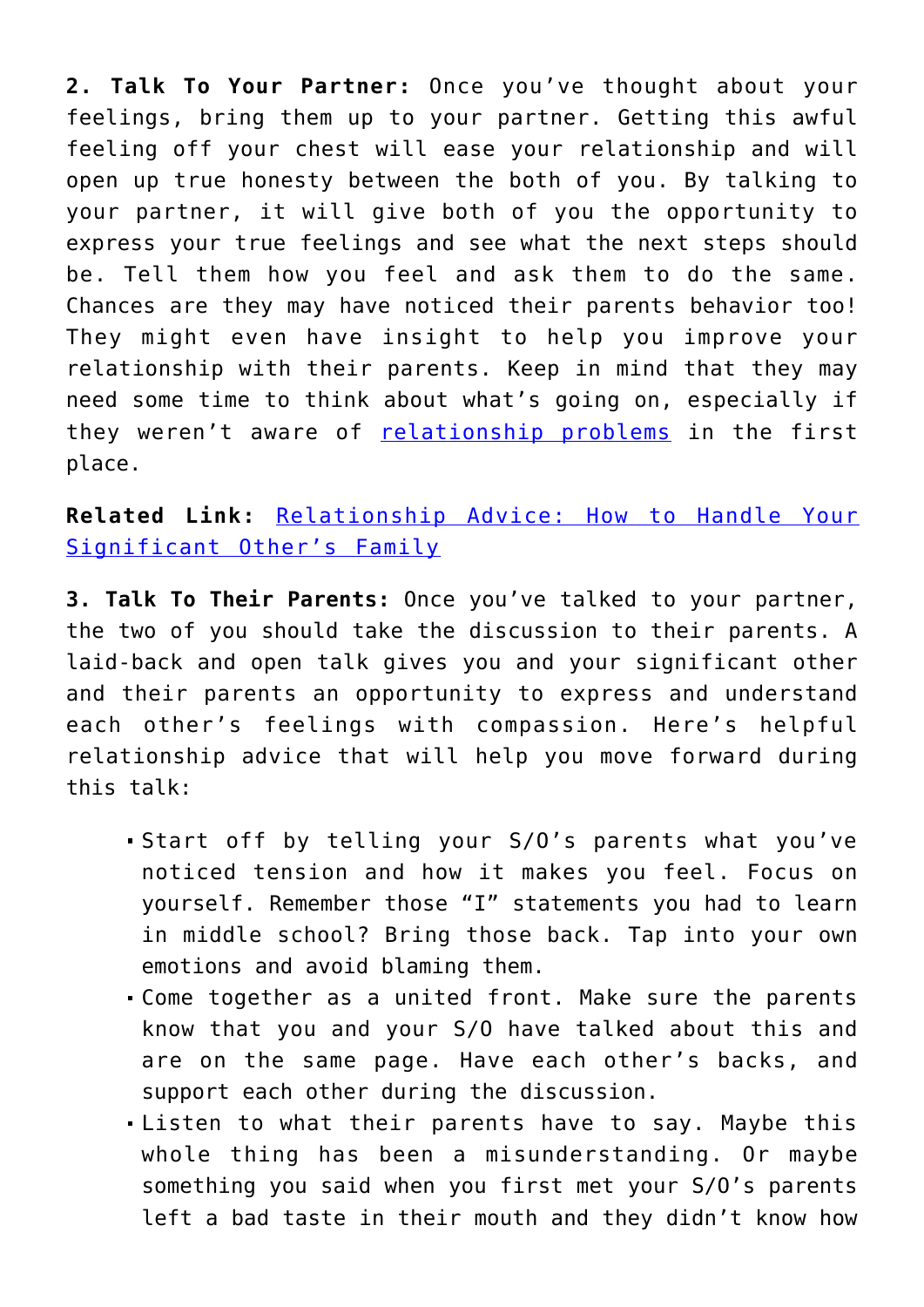**2. Talk To Your Partner:** Once you've thought about your feelings, bring them up to your partner. Getting this awful feeling off your chest will ease your relationship and will open up true honesty between the both of you. By talking to your partner, it will give both of you the opportunity to express your true feelings and see what the next steps should be. Tell them how you feel and ask them to do the same. Chances are they may have noticed their parents behavior too! They might even have insight to help you improve your relationship with their parents. Keep in mind that they may need some time to think about what's going on, especially if they weren't aware of relationship problems in the first place.

**Related Link:** Relationship Advice: How to Handle Your Significant Other's Family

**3. Talk To Their Parents:** Once you've talked to your partner, the two of you should take the discussion to their parents. A laid-back and open talk gives you and your significant other and their parents an opportunity to express and understand each other's feelings with compassion. Here's helpful relationship advice that will help you move forward during this talk:

- Start off by telling your S/O's parents what you've noticed tension and how it makes you feel. Focus on yourself. Remember those "I" statements you had to learn in middle school? Bring those back. Tap into your own emotions and avoid blaming them.
- Come together as a united front. Make sure the parents know that you and your S/O have talked about this and are on the same page. Have each other's backs, and support each other during the discussion.
- Listen to what their parents have to say. Maybe this whole thing has been a misunderstanding. Or maybe something you said when you first met your S/O's parents left a bad taste in their mouth and they didn't know how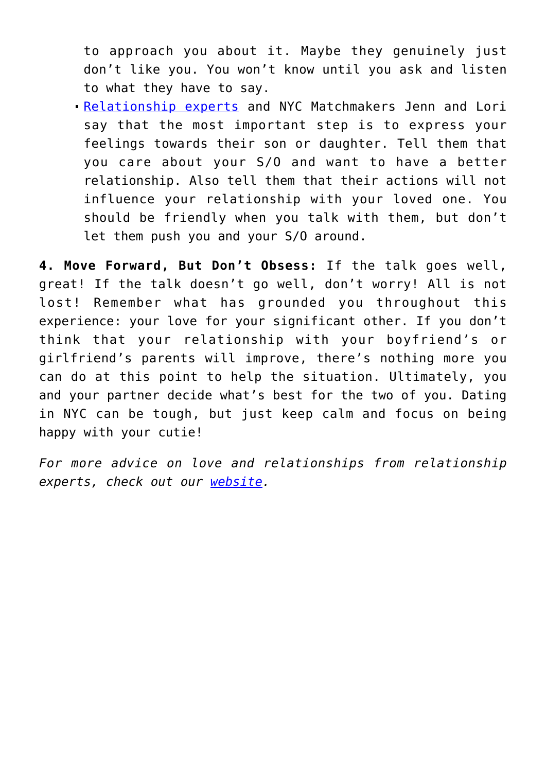to approach you about it. Maybe they genuinely just don't like you. You won't know until you ask and listen to what they have to say.

- Relationship experts and NYC Matchmakers Jenn and Lori say that the most important step is to express your feelings towards their son or daughter. Tell them that you care about your S/O and want to have a better relationship. Also tell them that their actions will not influence your relationship with your loved one. You should be friendly when you talk with them, but don't let them push you and your S/O around.

**4. Move Forward, But Don't Obsess:** If the talk goes well, great! If the talk doesn't go well, don't worry! All is not lost! Remember what has grounded you throughout this experience: your love for your significant other. If you don't think that your relationship with your boyfriend's or girlfriend's parents will improve, there's nothing more you can do at this point to help the situation. Ultimately, you and your partner decide what's best for the two of you. Dating in NYC can be tough, but just keep calm and focus on being happy with your cutie!

*For more advice on love and relationships from relationship experts, check out our website.*